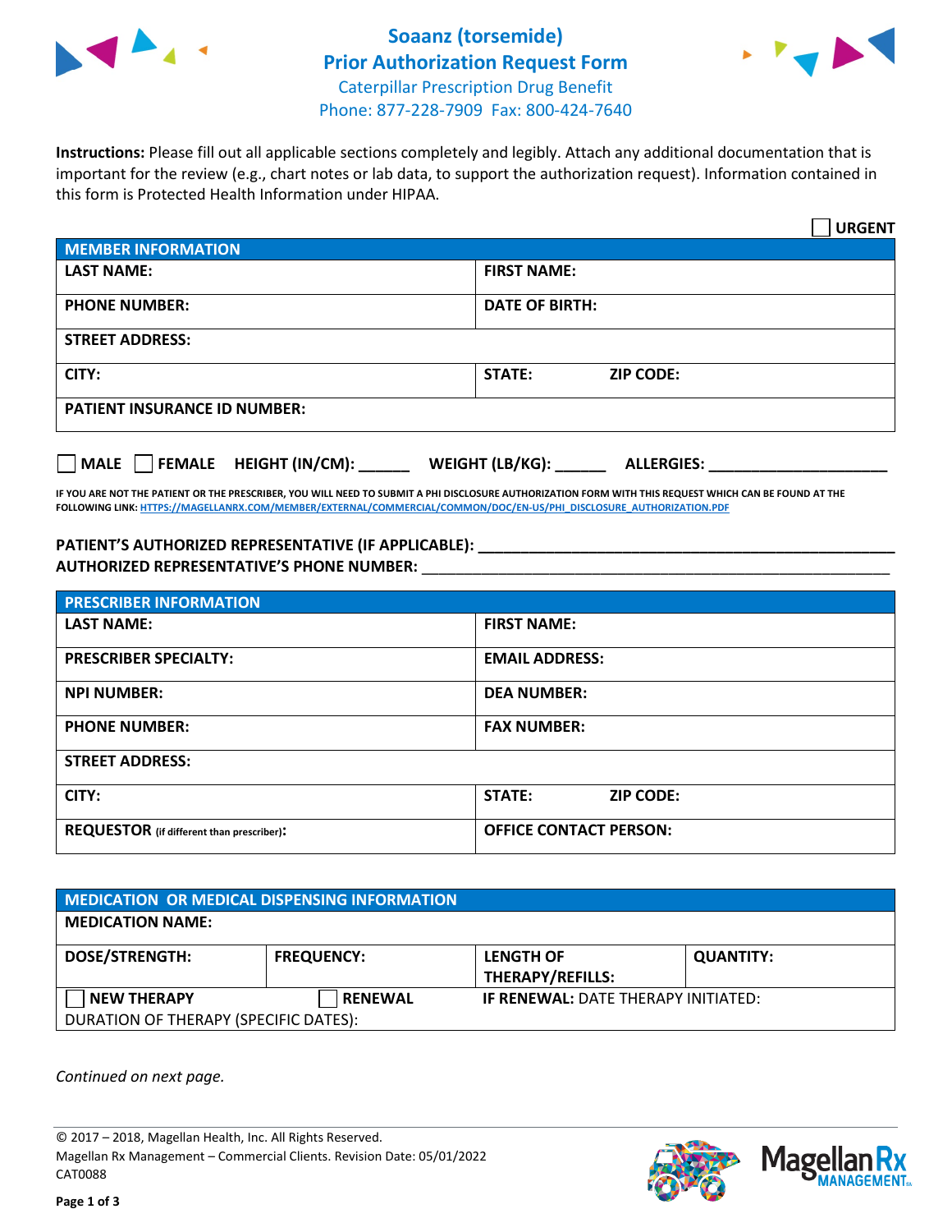# Soaanz (torsemide)
## Prior Authorization Request Form
Caterpillar Prescription Drug Benefit
Phone: 877-228-7909 Fax: 800-424-7640

**Instructions:** Please fill out all applicable sections completely and legibly. Attach any additional documentation that is important for the review (e.g., chart notes or lab data, to support the authorization request). Information contained in this form is Protected Health Information under HIPAA.

☐ **URGENT**

| MEMBER INFORMATION | |
|---|---|
| **LAST NAME:** | **FIRST NAME:** |
| **PHONE NUMBER:** | **DATE OF BIRTH:** |
| **STREET ADDRESS:** | |
| **CITY:** | **STATE:** **ZIP CODE:** |
| **PATIENT INSURANCE ID NUMBER:** | |

☐ **MALE** ☐ **FEMALE** **HEIGHT (IN/CM):** ______ **WEIGHT (LB/KG):** ______ **ALLERGIES:** ____________________

**IF YOU ARE NOT THE PATIENT OR THE PRESCRIBER, YOU WILL NEED TO SUBMIT A PHI DISCLOSURE AUTHORIZATION FORM WITH THIS REQUEST WHICH CAN BE FOUND AT THE FOLLOWING LINK: HTTPS://MAGELLANRX.COM/MEMBER/EXTERNAL/COMMERCIAL/COMMON/DOC/EN-US/PHI_DISCLOSURE_AUTHORIZATION.PDF**

**PATIENT'S AUTHORIZED REPRESENTATIVE (IF APPLICABLE):** ____________________________________________
**AUTHORIZED REPRESENTATIVE'S PHONE NUMBER:** ____________________________________________

| PRESCRIBER INFORMATION | |
|---|---|
| **LAST NAME:** | **FIRST NAME:** |
| **PRESCRIBER SPECIALTY:** | **EMAIL ADDRESS:** |
| **NPI NUMBER:** | **DEA NUMBER:** |
| **PHONE NUMBER:** | **FAX NUMBER:** |
| **STREET ADDRESS:** | |
| **CITY:** | **STATE:** **ZIP CODE:** |
| **REQUESTOR** (if different than prescriber)**:** | **OFFICE CONTACT PERSON:** |

| MEDICATION OR MEDICAL DISPENSING INFORMATION | | | |
|---|---|---|---|
| **MEDICATION NAME:** | | | |
| **DOSE/STRENGTH:** | **FREQUENCY:** | **LENGTH OF THERAPY/REFILLS:** | **QUANTITY:** |
| ☐ **NEW THERAPY** | ☐ **RENEWAL** | **IF RENEWAL:** DATE THERAPY INITIATED: | |
| DURATION OF THERAPY (SPECIFIC DATES): | | | |

*Continued on next page.*

© 2017 – 2018, Magellan Health, Inc. All Rights Reserved.
Magellan Rx Management – Commercial Clients. Revision Date: 05/01/2022
CAT0088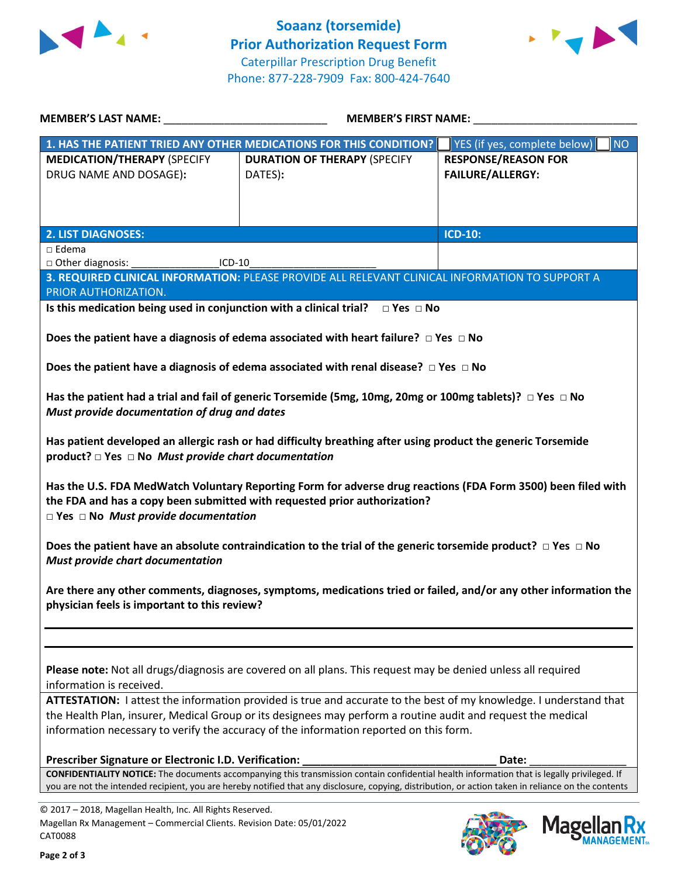# Soaanz (torsemide) Prior Authorization Request Form

Caterpillar Prescription Drug Benefit
Phone: 877-228-7909 Fax: 800-424-7640

**MEMBER'S LAST NAME:** ___________________________ **MEMBER'S FIRST NAME:** ___________________________

| **1. HAS THE PATIENT TRIED ANY OTHER MEDICATIONS FOR THIS CONDITION?** | | ☐ YES (if yes, complete below) ☐ NO |
|---|---|---|
| **MEDICATION/THERAPY** (SPECIFY DRUG NAME AND DOSAGE): | **DURATION OF THERAPY** (SPECIFY DATES): | **RESPONSE/REASON FOR FAILURE/ALLERGY:** |
| | | |

| **2. LIST DIAGNOSES:** | **ICD-10:** |
|---|---|
| □ Edema<br>□ Other diagnosis: _______________ICD-10_____________________ | |

**3. REQUIRED CLINICAL INFORMATION:** PLEASE PROVIDE ALL RELEVANT CLINICAL INFORMATION TO SUPPORT A PRIOR AUTHORIZATION.

**Is this medication being used in conjunction with a clinical trial?** **□ Yes □ No**

**Does the patient have a diagnosis of edema associated with heart failure? □ Yes □ No**

**Does the patient have a diagnosis of edema associated with renal disease? □ Yes □ No**

**Has the patient had a trial and fail of generic Torsemide (5mg, 10mg, 20mg or 100mg tablets)? □ Yes □ No**
***Must provide documentation of drug and dates***

**Has patient developed an allergic rash or had difficulty breathing after using product the generic Torsemide product? □ Yes □ No** ***Must provide chart documentation***

**Has the U.S. FDA MedWatch Voluntary Reporting Form for adverse drug reactions (FDA Form 3500) been filed with the FDA and has a copy been submitted with requested prior authorization?**
**□ Yes □ No** ***Must provide documentation***

**Does the patient have an absolute contraindication to the trial of the generic torsemide product? □ Yes □ No**
***Must provide chart documentation***

**Are there any other comments, diagnoses, symptoms, medications tried or failed, and/or any other information the physician feels is important to this review?**

_______________________________________________________________________________

_______________________________________________________________________________

**Please note:** Not all drugs/diagnosis are covered on all plans. This request may be denied unless all required information is received.

**ATTESTATION:** I attest the information provided is true and accurate to the best of my knowledge. I understand that the Health Plan, insurer, Medical Group or its designees may perform a routine audit and request the medical information necessary to verify the accuracy of the information reported on this form.

**Prescriber Signature or Electronic I.D. Verification:** _________________________________ **Date:** ________________

**CONFIDENTIALITY NOTICE:** The documents accompanying this transmission contain confidential health information that is legally privileged. If you are not the intended recipient, you are hereby notified that any disclosure, copying, distribution, or action taken in reliance on the contents

© 2017 – 2018, Magellan Health, Inc. All Rights Reserved.
Magellan Rx Management – Commercial Clients. Revision Date: 05/01/2022
CAT0088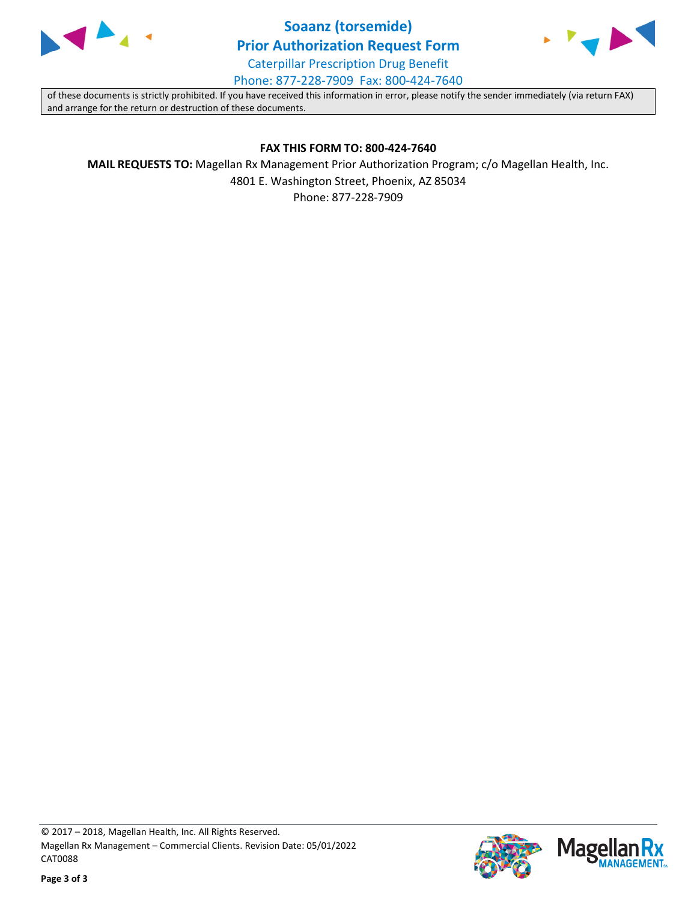of these documents is strictly prohibited. If you have received this information in error, please notify the sender immediately (via return FAX) and arrange for the return or destruction of these documents.

**FAX THIS FORM TO: 800-424-7640**

**MAIL REQUESTS TO:** Magellan Rx Management Prior Authorization Program; c/o Magellan Health, Inc.
4801 E. Washington Street, Phoenix, AZ 85034
Phone: 877-228-7909